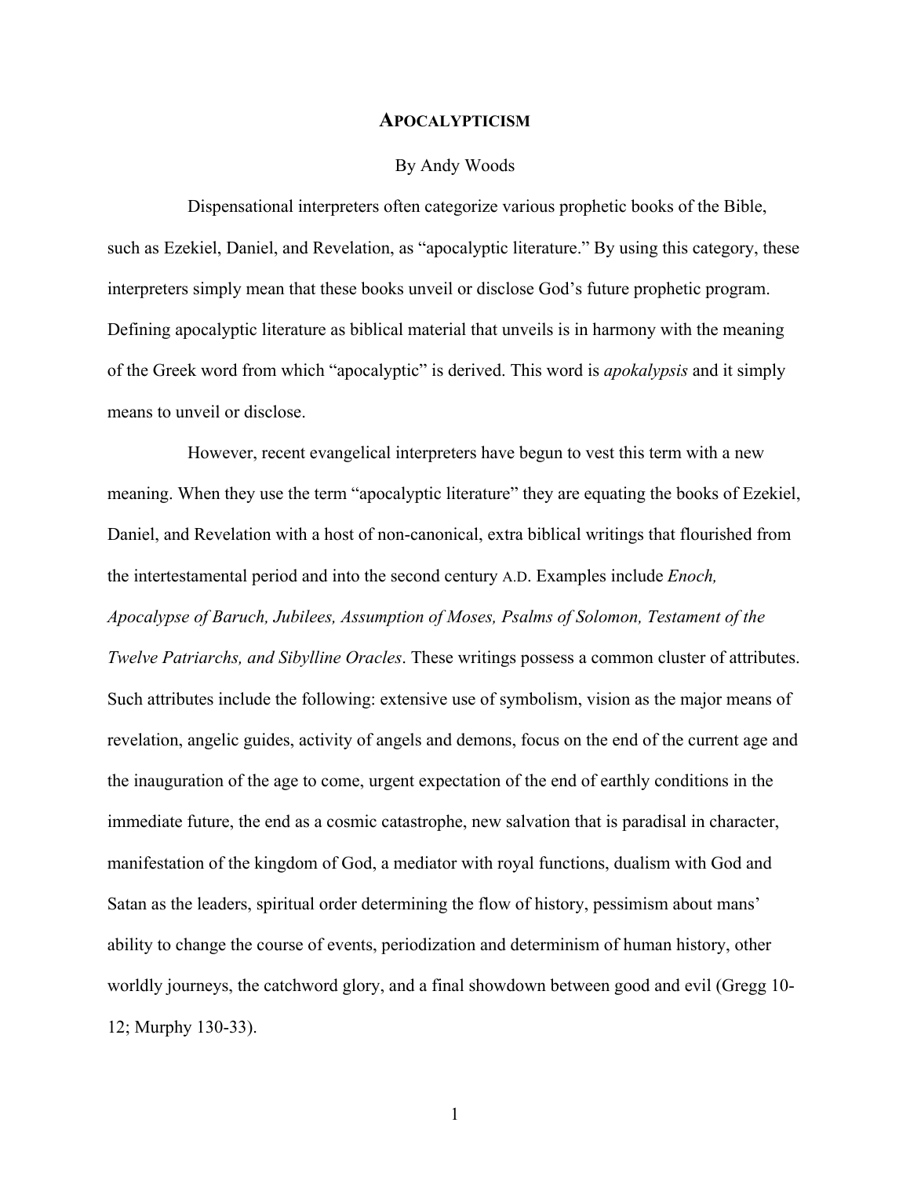# Apocalypticism

By Andy Woods

Dispensational interpreters often categorize various prophetic books of the Bible, such as Ezekiel, Daniel, and Revelation, as "apocalyptic literature." By using this category, these interpreters simply mean that these books unveil or disclose God's future prophetic program. Defining apocalyptic literature as biblical material that unveils is in harmony with the meaning of the Greek word from which "apocalyptic" is derived. This word is *apokalypsis* and it simply means to unveil or disclose.

However, recent evangelical interpreters have begun to vest this term with a new meaning. When they use the term "apocalyptic literature" they are equating the books of Ezekiel, Daniel, and Revelation with a host of non-canonical, extra biblical writings that flourished from the intertestamental period and into the second century A.D. Examples include *Enoch, Apocalypse of Baruch, Jubilees, Assumption of Moses, Psalms of Solomon, Testament of the Twelve Patriarchs, and Sibylline Oracles*. These writings possess a common cluster of attributes. Such attributes include the following: extensive use of symbolism, vision as the major means of revelation, angelic guides, activity of angels and demons, focus on the end of the current age and the inauguration of the age to come, urgent expectation of the end of earthly conditions in the immediate future, the end as a cosmic catastrophe, new salvation that is paradisal in character, manifestation of the kingdom of God, a mediator with royal functions, dualism with God and Satan as the leaders, spiritual order determining the flow of history, pessimism about mans' ability to change the course of events, periodization and determinism of human history, other worldly journeys, the catchword glory, and a final showdown between good and evil (Gregg 10-12; Murphy 130-33).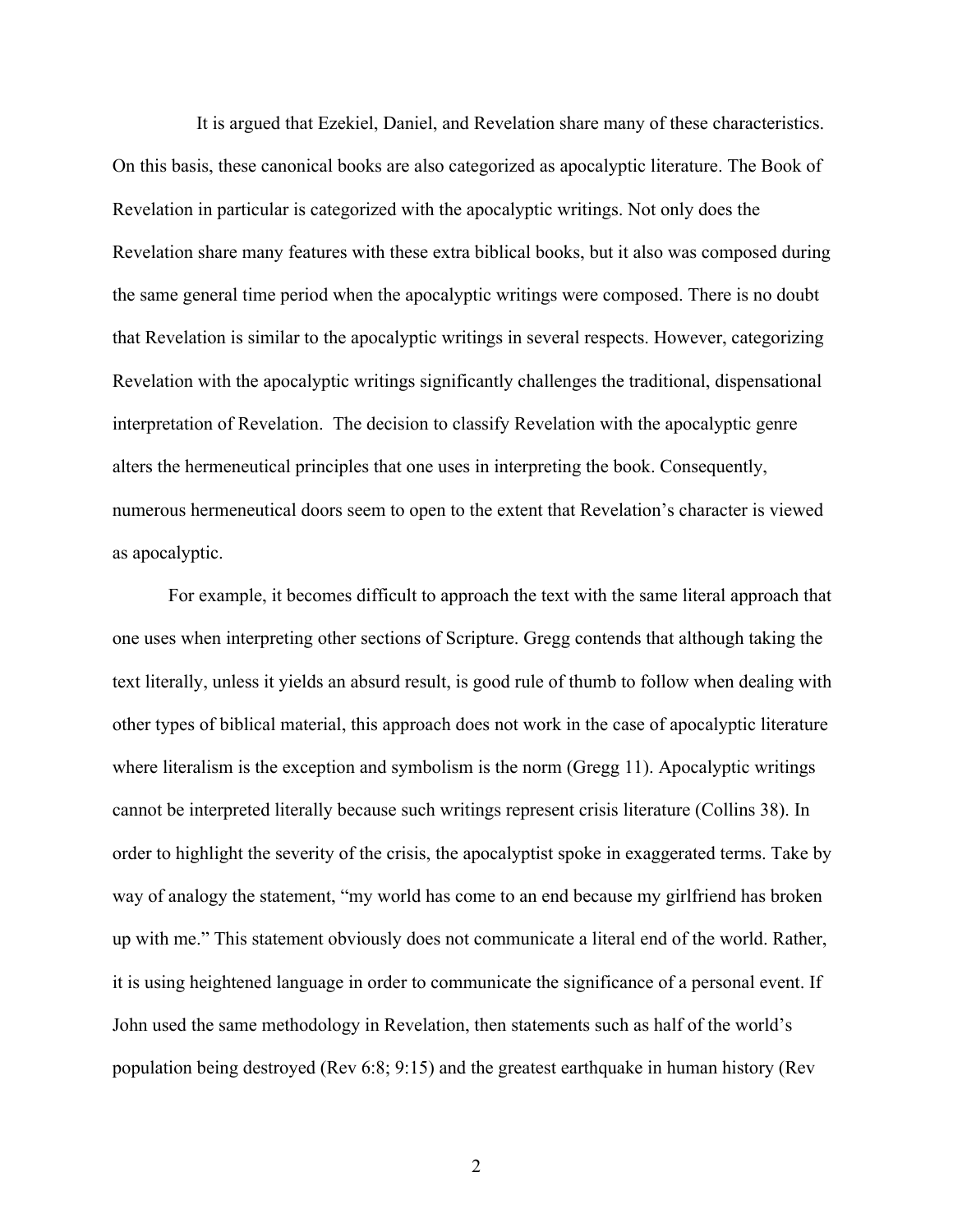It is argued that Ezekiel, Daniel, and Revelation share many of these characteristics. On this basis, these canonical books are also categorized as apocalyptic literature. The Book of Revelation in particular is categorized with the apocalyptic writings. Not only does the Revelation share many features with these extra biblical books, but it also was composed during the same general time period when the apocalyptic writings were composed. There is no doubt that Revelation is similar to the apocalyptic writings in several respects. However, categorizing Revelation with the apocalyptic writings significantly challenges the traditional, dispensational interpretation of Revelation. The decision to classify Revelation with the apocalyptic genre alters the hermeneutical principles that one uses in interpreting the book. Consequently, numerous hermeneutical doors seem to open to the extent that Revelation's character is viewed as apocalyptic.

For example, it becomes difficult to approach the text with the same literal approach that one uses when interpreting other sections of Scripture. Gregg contends that although taking the text literally, unless it yields an absurd result, is good rule of thumb to follow when dealing with other types of biblical material, this approach does not work in the case of apocalyptic literature where literalism is the exception and symbolism is the norm (Gregg 11). Apocalyptic writings cannot be interpreted literally because such writings represent crisis literature (Collins 38). In order to highlight the severity of the crisis, the apocalyptist spoke in exaggerated terms. Take by way of analogy the statement, "my world has come to an end because my girlfriend has broken up with me." This statement obviously does not communicate a literal end of the world. Rather, it is using heightened language in order to communicate the significance of a personal event. If John used the same methodology in Revelation, then statements such as half of the world's population being destroyed (Rev 6:8; 9:15) and the greatest earthquake in human history (Rev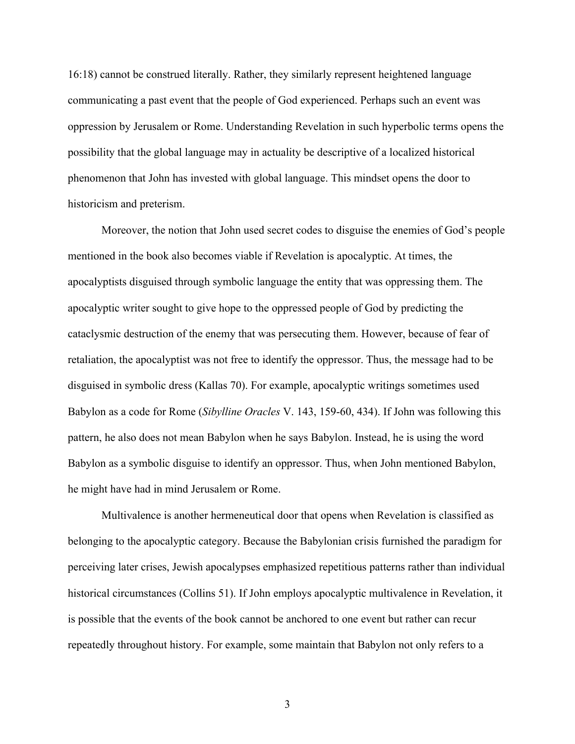16:18) cannot be construed literally. Rather, they similarly represent heightened language communicating a past event that the people of God experienced. Perhaps such an event was oppression by Jerusalem or Rome. Understanding Revelation in such hyperbolic terms opens the possibility that the global language may in actuality be descriptive of a localized historical phenomenon that John has invested with global language. This mindset opens the door to historicism and preterism.

Moreover, the notion that John used secret codes to disguise the enemies of God's people mentioned in the book also becomes viable if Revelation is apocalyptic. At times, the apocalyptists disguised through symbolic language the entity that was oppressing them. The apocalyptic writer sought to give hope to the oppressed people of God by predicting the cataclysmic destruction of the enemy that was persecuting them. However, because of fear of retaliation, the apocalyptist was not free to identify the oppressor. Thus, the message had to be disguised in symbolic dress (Kallas 70). For example, apocalyptic writings sometimes used Babylon as a code for Rome (*Sibylline Oracles* V. 143, 159-60, 434). If John was following this pattern, he also does not mean Babylon when he says Babylon. Instead, he is using the word Babylon as a symbolic disguise to identify an oppressor. Thus, when John mentioned Babylon, he might have had in mind Jerusalem or Rome.

Multivalence is another hermeneutical door that opens when Revelation is classified as belonging to the apocalyptic category. Because the Babylonian crisis furnished the paradigm for perceiving later crises, Jewish apocalypses emphasized repetitious patterns rather than individual historical circumstances (Collins 51). If John employs apocalyptic multivalence in Revelation, it is possible that the events of the book cannot be anchored to one event but rather can recur repeatedly throughout history. For example, some maintain that Babylon not only refers to a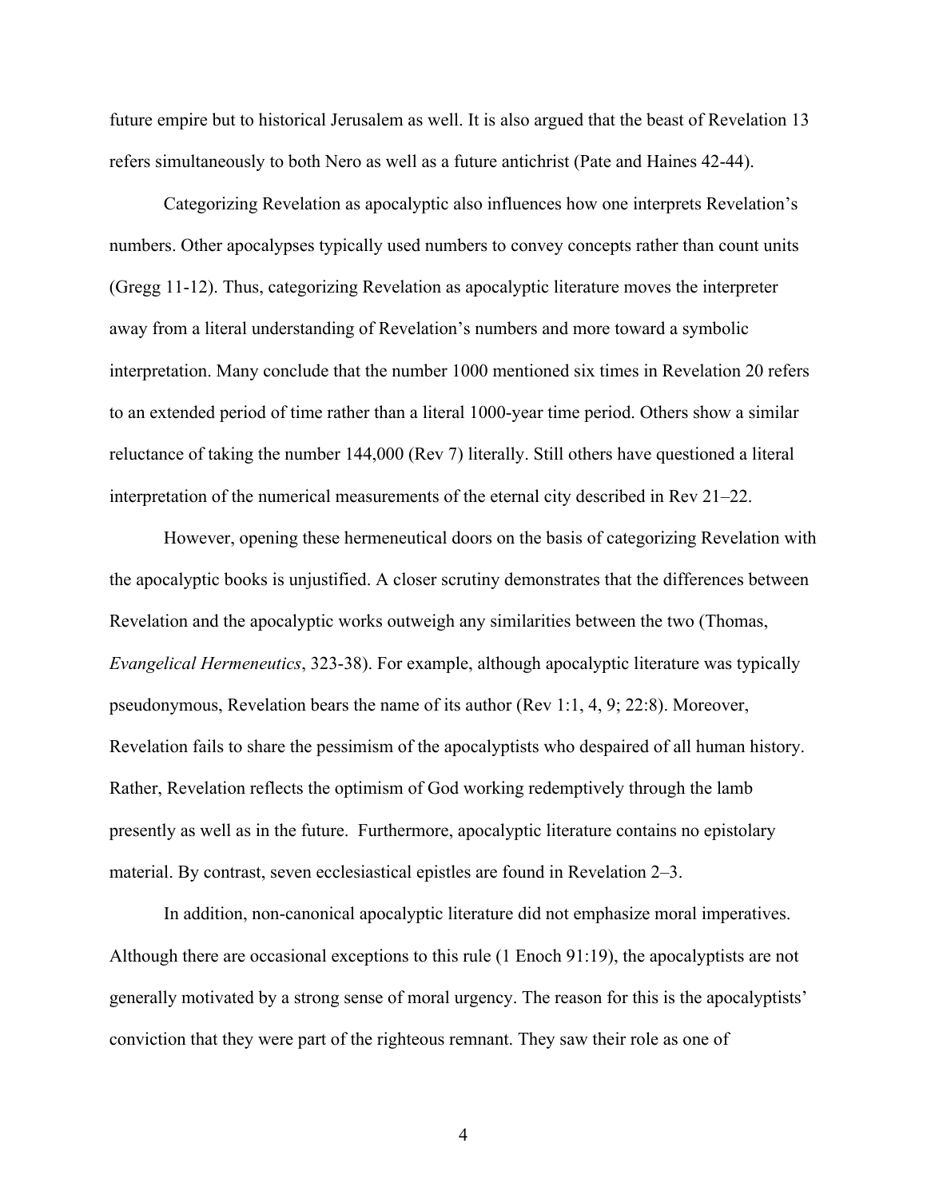future empire but to historical Jerusalem as well. It is also argued that the beast of Revelation 13 refers simultaneously to both Nero as well as a future antichrist (Pate and Haines 42-44).

Categorizing Revelation as apocalyptic also influences how one interprets Revelation's numbers. Other apocalypses typically used numbers to convey concepts rather than count units (Gregg 11-12). Thus, categorizing Revelation as apocalyptic literature moves the interpreter away from a literal understanding of Revelation's numbers and more toward a symbolic interpretation. Many conclude that the number 1000 mentioned six times in Revelation 20 refers to an extended period of time rather than a literal 1000-year time period. Others show a similar reluctance of taking the number 144,000 (Rev 7) literally. Still others have questioned a literal interpretation of the numerical measurements of the eternal city described in Rev 21–22.

However, opening these hermeneutical doors on the basis of categorizing Revelation with the apocalyptic books is unjustified. A closer scrutiny demonstrates that the differences between Revelation and the apocalyptic works outweigh any similarities between the two (Thomas, *Evangelical Hermeneutics*, 323-38). For example, although apocalyptic literature was typically pseudonymous, Revelation bears the name of its author (Rev 1:1, 4, 9; 22:8). Moreover, Revelation fails to share the pessimism of the apocalyptists who despaired of all human history. Rather, Revelation reflects the optimism of God working redemptively through the lamb presently as well as in the future. Furthermore, apocalyptic literature contains no epistolary material. By contrast, seven ecclesiastical epistles are found in Revelation 2–3.

In addition, non-canonical apocalyptic literature did not emphasize moral imperatives. Although there are occasional exceptions to this rule (1 Enoch 91:19), the apocalyptists are not generally motivated by a strong sense of moral urgency. The reason for this is the apocalyptists' conviction that they were part of the righteous remnant. They saw their role as one of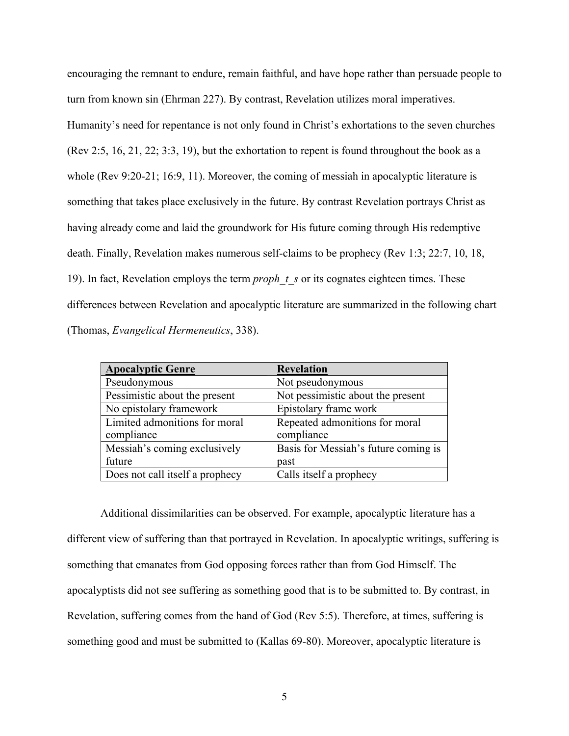encouraging the remnant to endure, remain faithful, and have hope rather than persuade people to turn from known sin (Ehrman 227). By contrast, Revelation utilizes moral imperatives. Humanity's need for repentance is not only found in Christ's exhortations to the seven churches (Rev 2:5, 16, 21, 22; 3:3, 19), but the exhortation to repent is found throughout the book as a whole (Rev 9:20-21; 16:9, 11). Moreover, the coming of messiah in apocalyptic literature is something that takes place exclusively in the future. By contrast Revelation portrays Christ as having already come and laid the groundwork for His future coming through His redemptive death. Finally, Revelation makes numerous self-claims to be prophecy (Rev 1:3; 22:7, 10, 18, 19). In fact, Revelation employs the term *proph_t_s* or its cognates eighteen times. These differences between Revelation and apocalyptic literature are summarized in the following chart (Thomas, *Evangelical Hermeneutics*, 338).

| **Apocalyptic Genre** | **Revelation** |
| --- | --- |
| Pseudonymous | Not pseudonymous |
| Pessimistic about the present | Not pessimistic about the present |
| No epistolary framework | Epistolary frame work |
| Limited admonitions for moral compliance | Repeated admonitions for moral compliance |
| Messiah's coming exclusively future | Basis for Messiah's future coming is past |
| Does not call itself a prophecy | Calls itself a prophecy |

Additional dissimilarities can be observed. For example, apocalyptic literature has a different view of suffering than that portrayed in Revelation. In apocalyptic writings, suffering is something that emanates from God opposing forces rather than from God Himself. The apocalyptists did not see suffering as something good that is to be submitted to. By contrast, in Revelation, suffering comes from the hand of God (Rev 5:5). Therefore, at times, suffering is something good and must be submitted to (Kallas 69-80). Moreover, apocalyptic literature is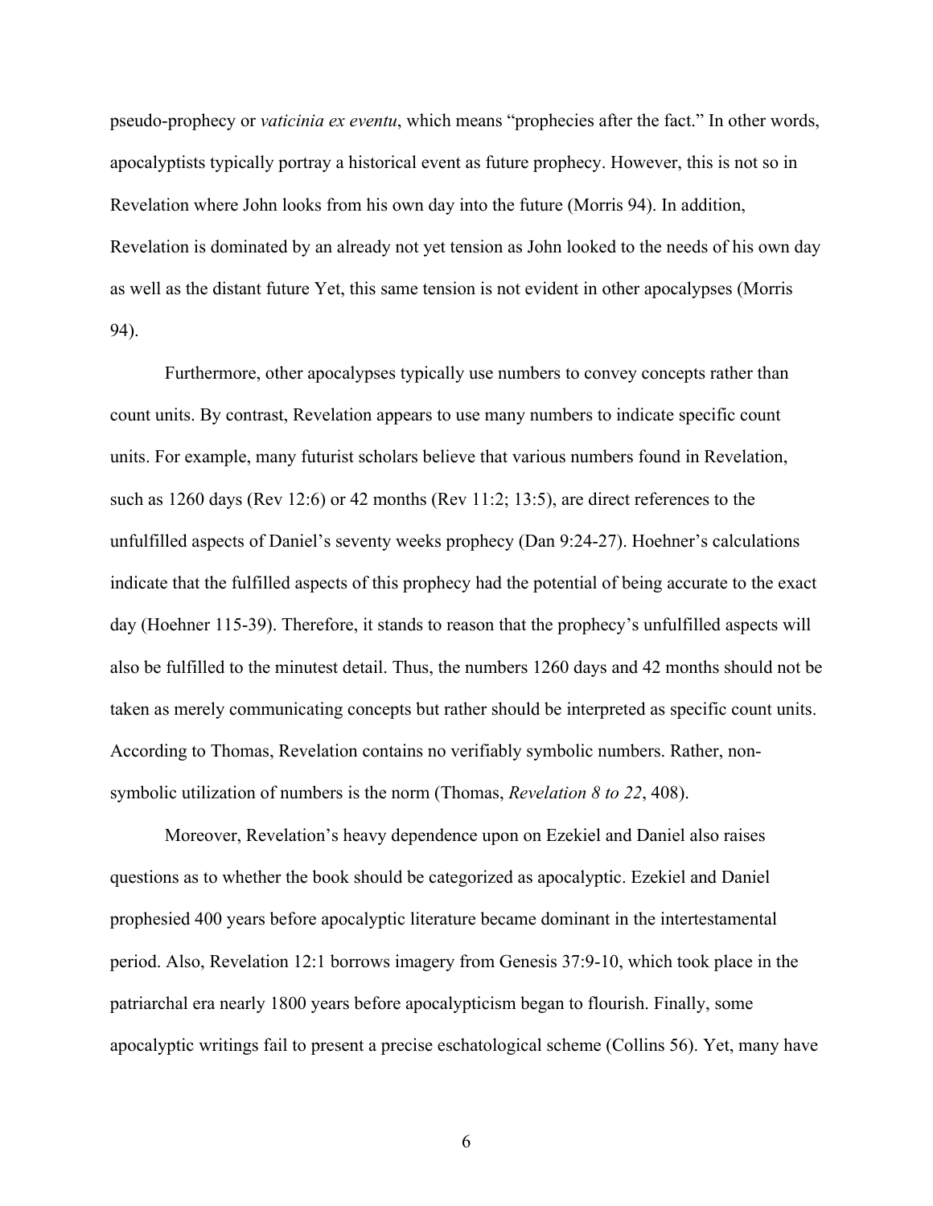pseudo-prophecy or *vaticinia ex eventu*, which means "prophecies after the fact." In other words, apocalyptists typically portray a historical event as future prophecy. However, this is not so in Revelation where John looks from his own day into the future (Morris 94). In addition, Revelation is dominated by an already not yet tension as John looked to the needs of his own day as well as the distant future Yet, this same tension is not evident in other apocalypses (Morris 94).

Furthermore, other apocalypses typically use numbers to convey concepts rather than count units. By contrast, Revelation appears to use many numbers to indicate specific count units. For example, many futurist scholars believe that various numbers found in Revelation, such as 1260 days (Rev 12:6) or 42 months (Rev 11:2; 13:5), are direct references to the unfulfilled aspects of Daniel's seventy weeks prophecy (Dan 9:24-27). Hoehner's calculations indicate that the fulfilled aspects of this prophecy had the potential of being accurate to the exact day (Hoehner 115-39). Therefore, it stands to reason that the prophecy's unfulfilled aspects will also be fulfilled to the minutest detail. Thus, the numbers 1260 days and 42 months should not be taken as merely communicating concepts but rather should be interpreted as specific count units. According to Thomas, Revelation contains no verifiably symbolic numbers. Rather, non-symbolic utilization of numbers is the norm (Thomas, *Revelation 8 to 22*, 408).

Moreover, Revelation's heavy dependence upon on Ezekiel and Daniel also raises questions as to whether the book should be categorized as apocalyptic. Ezekiel and Daniel prophesied 400 years before apocalyptic literature became dominant in the intertestamental period. Also, Revelation 12:1 borrows imagery from Genesis 37:9-10, which took place in the patriarchal era nearly 1800 years before apocalypticism began to flourish. Finally, some apocalyptic writings fail to present a precise eschatological scheme (Collins 56). Yet, many have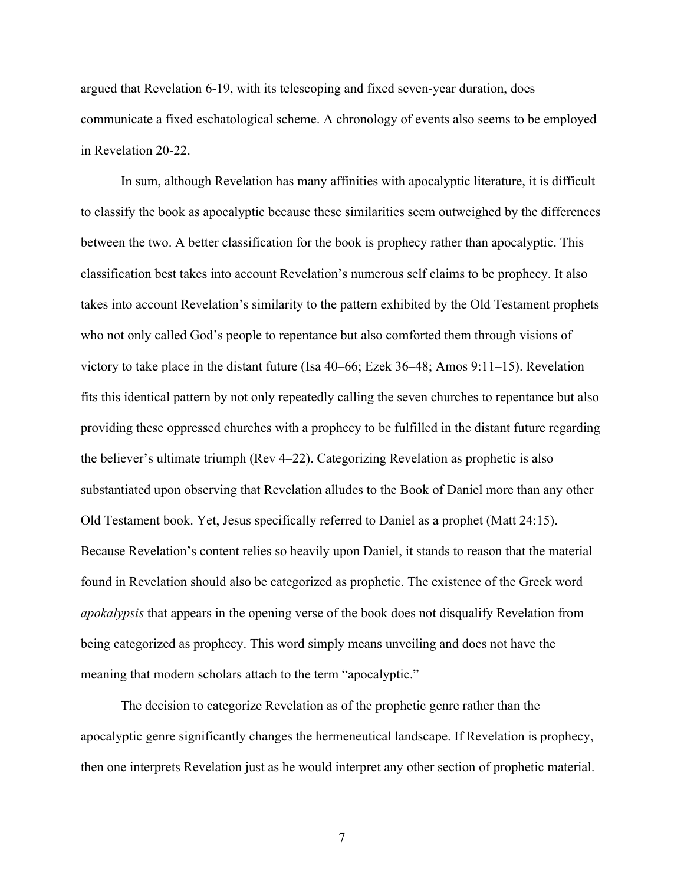argued that Revelation 6-19, with its telescoping and fixed seven-year duration, does communicate a fixed eschatological scheme. A chronology of events also seems to be employed in Revelation 20-22.

In sum, although Revelation has many affinities with apocalyptic literature, it is difficult to classify the book as apocalyptic because these similarities seem outweighed by the differences between the two. A better classification for the book is prophecy rather than apocalyptic. This classification best takes into account Revelation's numerous self claims to be prophecy. It also takes into account Revelation's similarity to the pattern exhibited by the Old Testament prophets who not only called God's people to repentance but also comforted them through visions of victory to take place in the distant future (Isa 40–66; Ezek 36–48; Amos 9:11–15). Revelation fits this identical pattern by not only repeatedly calling the seven churches to repentance but also providing these oppressed churches with a prophecy to be fulfilled in the distant future regarding the believer's ultimate triumph (Rev 4–22). Categorizing Revelation as prophetic is also substantiated upon observing that Revelation alludes to the Book of Daniel more than any other Old Testament book. Yet, Jesus specifically referred to Daniel as a prophet (Matt 24:15). Because Revelation's content relies so heavily upon Daniel, it stands to reason that the material found in Revelation should also be categorized as prophetic. The existence of the Greek word *apokalypsis* that appears in the opening verse of the book does not disqualify Revelation from being categorized as prophecy. This word simply means unveiling and does not have the meaning that modern scholars attach to the term "apocalyptic."

The decision to categorize Revelation as of the prophetic genre rather than the apocalyptic genre significantly changes the hermeneutical landscape. If Revelation is prophecy, then one interprets Revelation just as he would interpret any other section of prophetic material.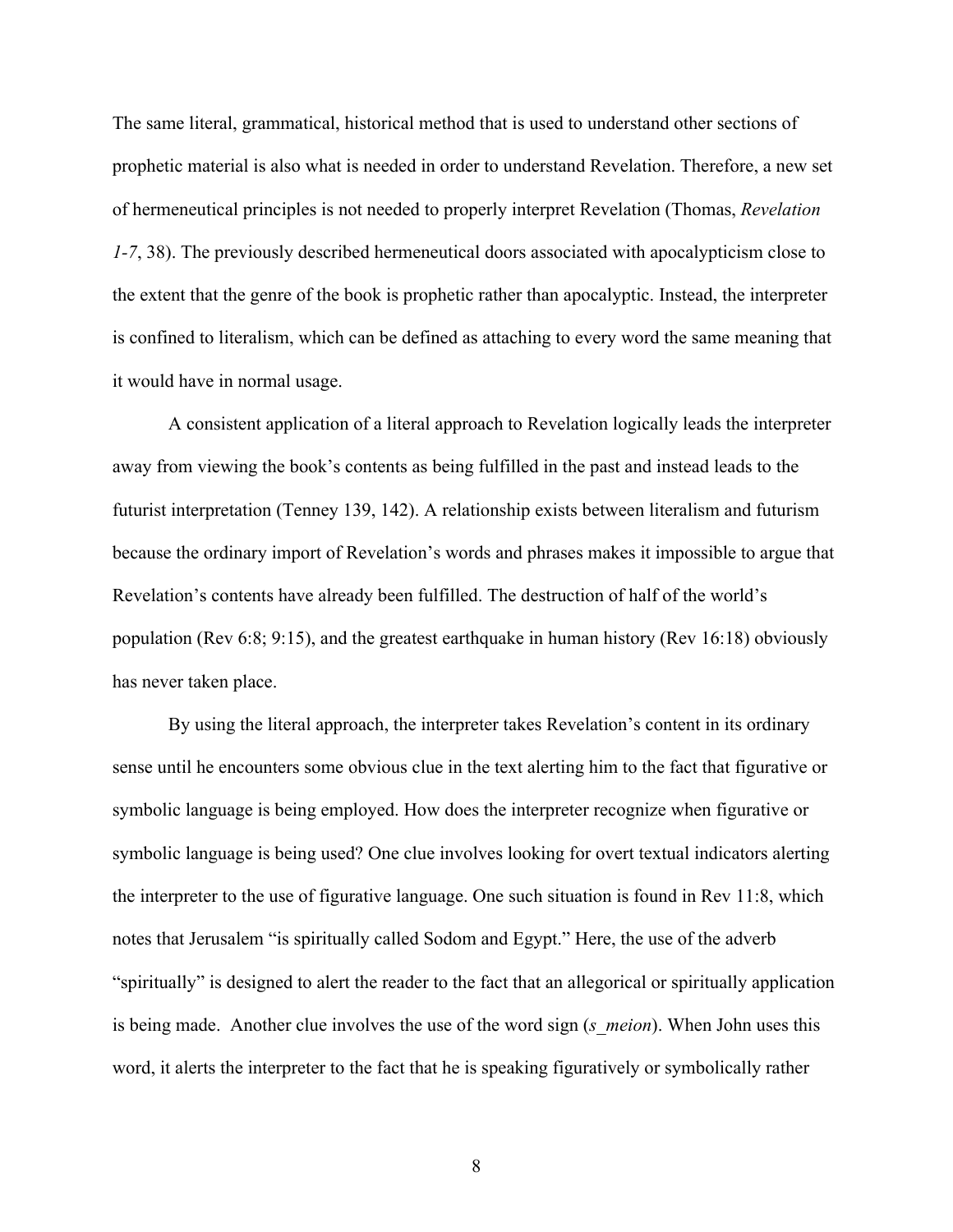The same literal, grammatical, historical method that is used to understand other sections of prophetic material is also what is needed in order to understand Revelation. Therefore, a new set of hermeneutical principles is not needed to properly interpret Revelation (Thomas, *Revelation 1-7*, 38). The previously described hermeneutical doors associated with apocalypticism close to the extent that the genre of the book is prophetic rather than apocalyptic. Instead, the interpreter is confined to literalism, which can be defined as attaching to every word the same meaning that it would have in normal usage.

A consistent application of a literal approach to Revelation logically leads the interpreter away from viewing the book's contents as being fulfilled in the past and instead leads to the futurist interpretation (Tenney 139, 142). A relationship exists between literalism and futurism because the ordinary import of Revelation's words and phrases makes it impossible to argue that Revelation's contents have already been fulfilled. The destruction of half of the world's population (Rev 6:8; 9:15), and the greatest earthquake in human history (Rev 16:18) obviously has never taken place.

By using the literal approach, the interpreter takes Revelation's content in its ordinary sense until he encounters some obvious clue in the text alerting him to the fact that figurative or symbolic language is being employed. How does the interpreter recognize when figurative or symbolic language is being used? One clue involves looking for overt textual indicators alerting the interpreter to the use of figurative language. One such situation is found in Rev 11:8, which notes that Jerusalem "is spiritually called Sodom and Egypt." Here, the use of the adverb "spiritually" is designed to alert the reader to the fact that an allegorical or spiritually application is being made. Another clue involves the use of the word sign (*s_meion*). When John uses this word, it alerts the interpreter to the fact that he is speaking figuratively or symbolically rather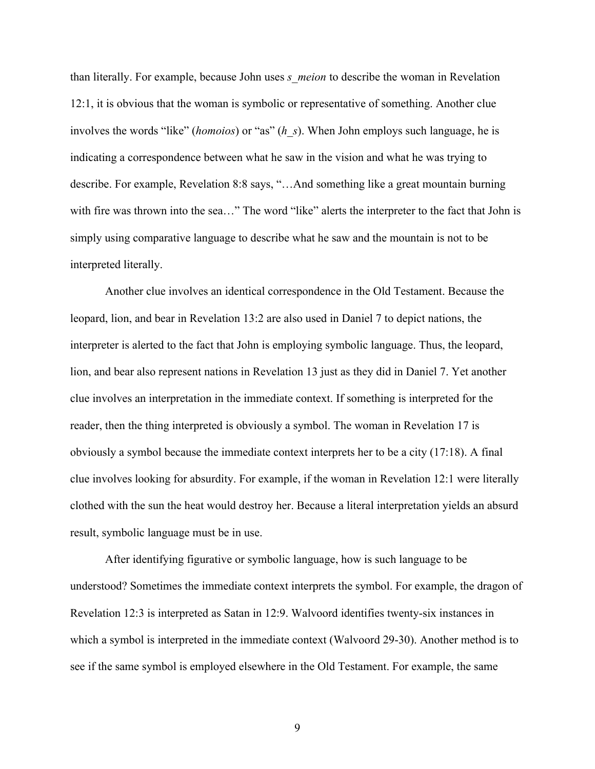than literally. For example, because John uses *s_meion* to describe the woman in Revelation 12:1, it is obvious that the woman is symbolic or representative of something. Another clue involves the words "like" (*homoios*) or "as" (*h_s*). When John employs such language, he is indicating a correspondence between what he saw in the vision and what he was trying to describe. For example, Revelation 8:8 says, "…And something like a great mountain burning with fire was thrown into the sea…" The word "like" alerts the interpreter to the fact that John is simply using comparative language to describe what he saw and the mountain is not to be interpreted literally.

Another clue involves an identical correspondence in the Old Testament. Because the leopard, lion, and bear in Revelation 13:2 are also used in Daniel 7 to depict nations, the interpreter is alerted to the fact that John is employing symbolic language. Thus, the leopard, lion, and bear also represent nations in Revelation 13 just as they did in Daniel 7. Yet another clue involves an interpretation in the immediate context. If something is interpreted for the reader, then the thing interpreted is obviously a symbol. The woman in Revelation 17 is obviously a symbol because the immediate context interprets her to be a city (17:18). A final clue involves looking for absurdity. For example, if the woman in Revelation 12:1 were literally clothed with the sun the heat would destroy her. Because a literal interpretation yields an absurd result, symbolic language must be in use.

After identifying figurative or symbolic language, how is such language to be understood? Sometimes the immediate context interprets the symbol. For example, the dragon of Revelation 12:3 is interpreted as Satan in 12:9. Walvoord identifies twenty-six instances in which a symbol is interpreted in the immediate context (Walvoord 29-30). Another method is to see if the same symbol is employed elsewhere in the Old Testament. For example, the same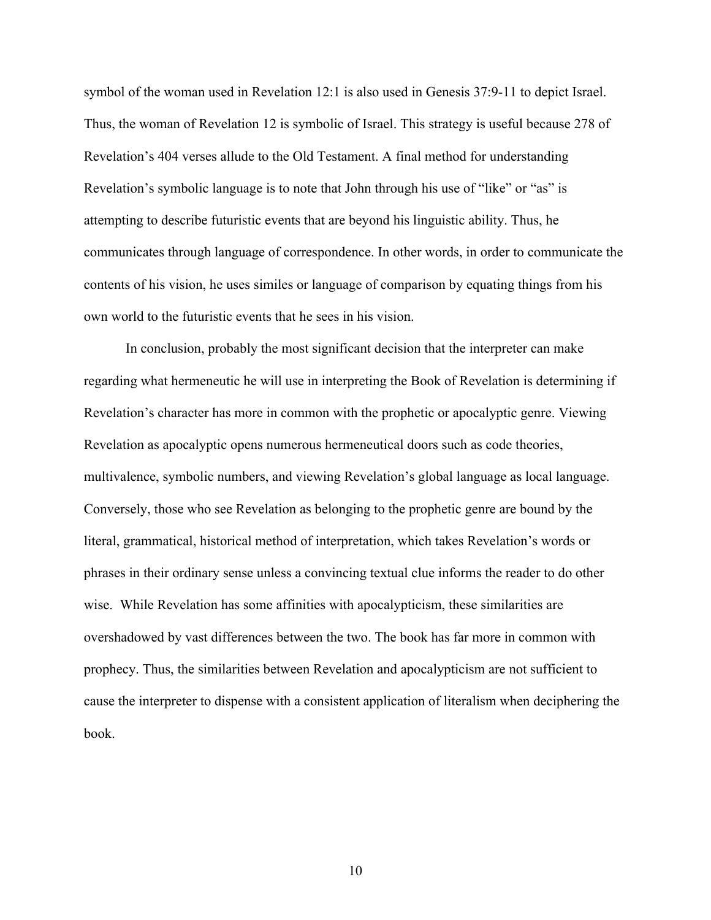symbol of the woman used in Revelation 12:1 is also used in Genesis 37:9-11 to depict Israel. Thus, the woman of Revelation 12 is symbolic of Israel. This strategy is useful because 278 of Revelation's 404 verses allude to the Old Testament. A final method for understanding Revelation's symbolic language is to note that John through his use of "like" or "as" is attempting to describe futuristic events that are beyond his linguistic ability. Thus, he communicates through language of correspondence. In other words, in order to communicate the contents of his vision, he uses similes or language of comparison by equating things from his own world to the futuristic events that he sees in his vision.

In conclusion, probably the most significant decision that the interpreter can make regarding what hermeneutic he will use in interpreting the Book of Revelation is determining if Revelation's character has more in common with the prophetic or apocalyptic genre. Viewing Revelation as apocalyptic opens numerous hermeneutical doors such as code theories, multivalence, symbolic numbers, and viewing Revelation's global language as local language. Conversely, those who see Revelation as belonging to the prophetic genre are bound by the literal, grammatical, historical method of interpretation, which takes Revelation's words or phrases in their ordinary sense unless a convincing textual clue informs the reader to do other wise. While Revelation has some affinities with apocalypticism, these similarities are overshadowed by vast differences between the two. The book has far more in common with prophecy. Thus, the similarities between Revelation and apocalypticism are not sufficient to cause the interpreter to dispense with a consistent application of literalism when deciphering the book.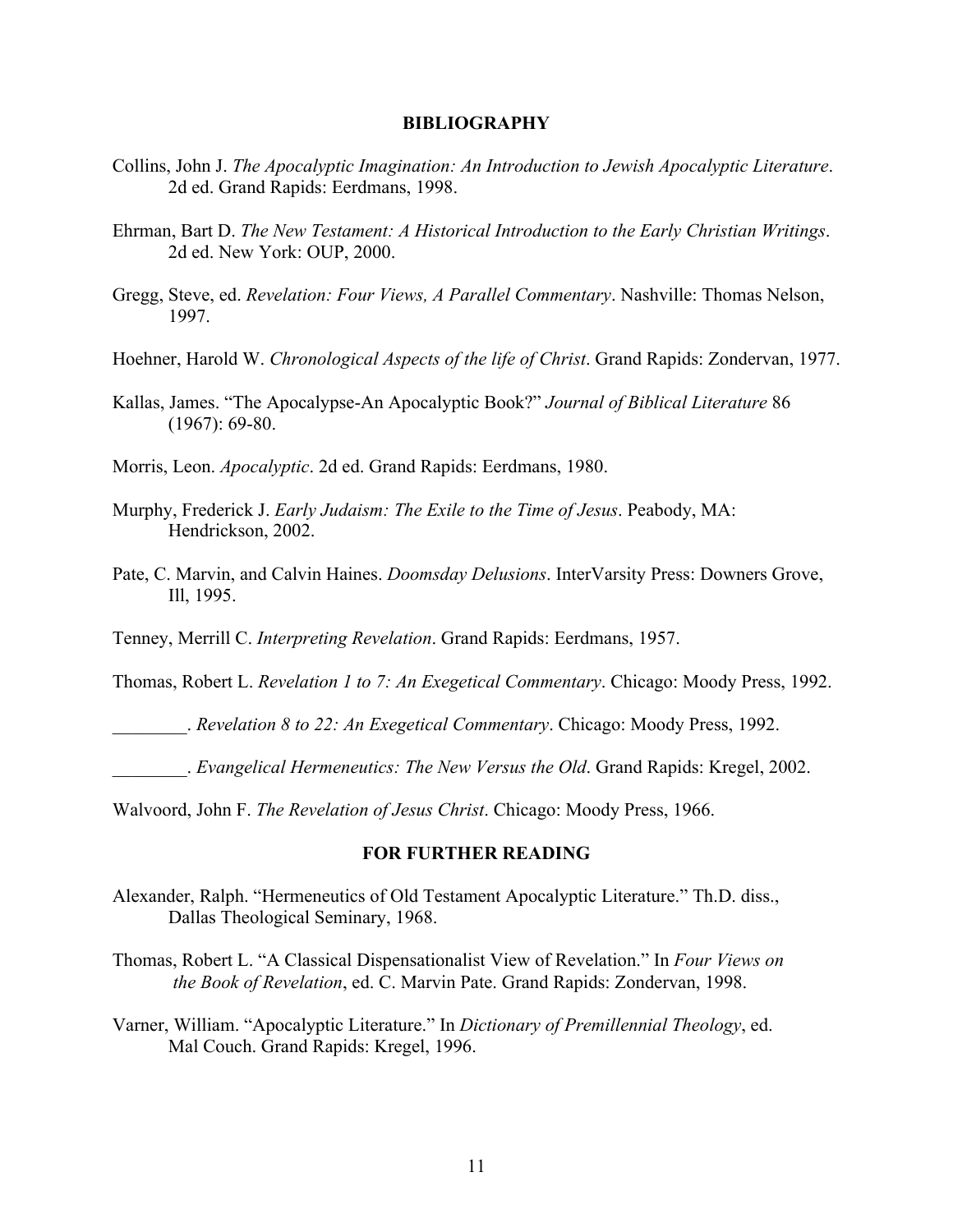## BIBLIOGRAPHY

Collins, John J. *The Apocalyptic Imagination: An Introduction to Jewish Apocalyptic Literature*. 2d ed. Grand Rapids: Eerdmans, 1998.

Ehrman, Bart D. *The New Testament: A Historical Introduction to the Early Christian Writings*. 2d ed. New York: OUP, 2000.

Gregg, Steve, ed. *Revelation: Four Views, A Parallel Commentary*. Nashville: Thomas Nelson, 1997.

Hoehner, Harold W. *Chronological Aspects of the life of Christ*. Grand Rapids: Zondervan, 1977.

Kallas, James. "The Apocalypse-An Apocalyptic Book?" *Journal of Biblical Literature* 86 (1967): 69-80.

Morris, Leon. *Apocalyptic*. 2d ed. Grand Rapids: Eerdmans, 1980.

Murphy, Frederick J. *Early Judaism: The Exile to the Time of Jesus*. Peabody, MA: Hendrickson, 2002.

Pate, C. Marvin, and Calvin Haines. *Doomsday Delusions*. InterVarsity Press: Downers Grove, Ill, 1995.

Tenney, Merrill C. *Interpreting Revelation*. Grand Rapids: Eerdmans, 1957.

Thomas, Robert L. *Revelation 1 to 7: An Exegetical Commentary*. Chicago: Moody Press, 1992.

________. *Revelation 8 to 22: An Exegetical Commentary*. Chicago: Moody Press, 1992.

________. *Evangelical Hermeneutics: The New Versus the Old*. Grand Rapids: Kregel, 2002.

Walvoord, John F. *The Revelation of Jesus Christ*. Chicago: Moody Press, 1966.

## FOR FURTHER READING

Alexander, Ralph. "Hermeneutics of Old Testament Apocalyptic Literature." Th.D. diss., Dallas Theological Seminary, 1968.

Thomas, Robert L. "A Classical Dispensationalist View of Revelation." In *Four Views on the Book of Revelation*, ed. C. Marvin Pate. Grand Rapids: Zondervan, 1998.

Varner, William. "Apocalyptic Literature." In *Dictionary of Premillennial Theology*, ed. Mal Couch. Grand Rapids: Kregel, 1996.